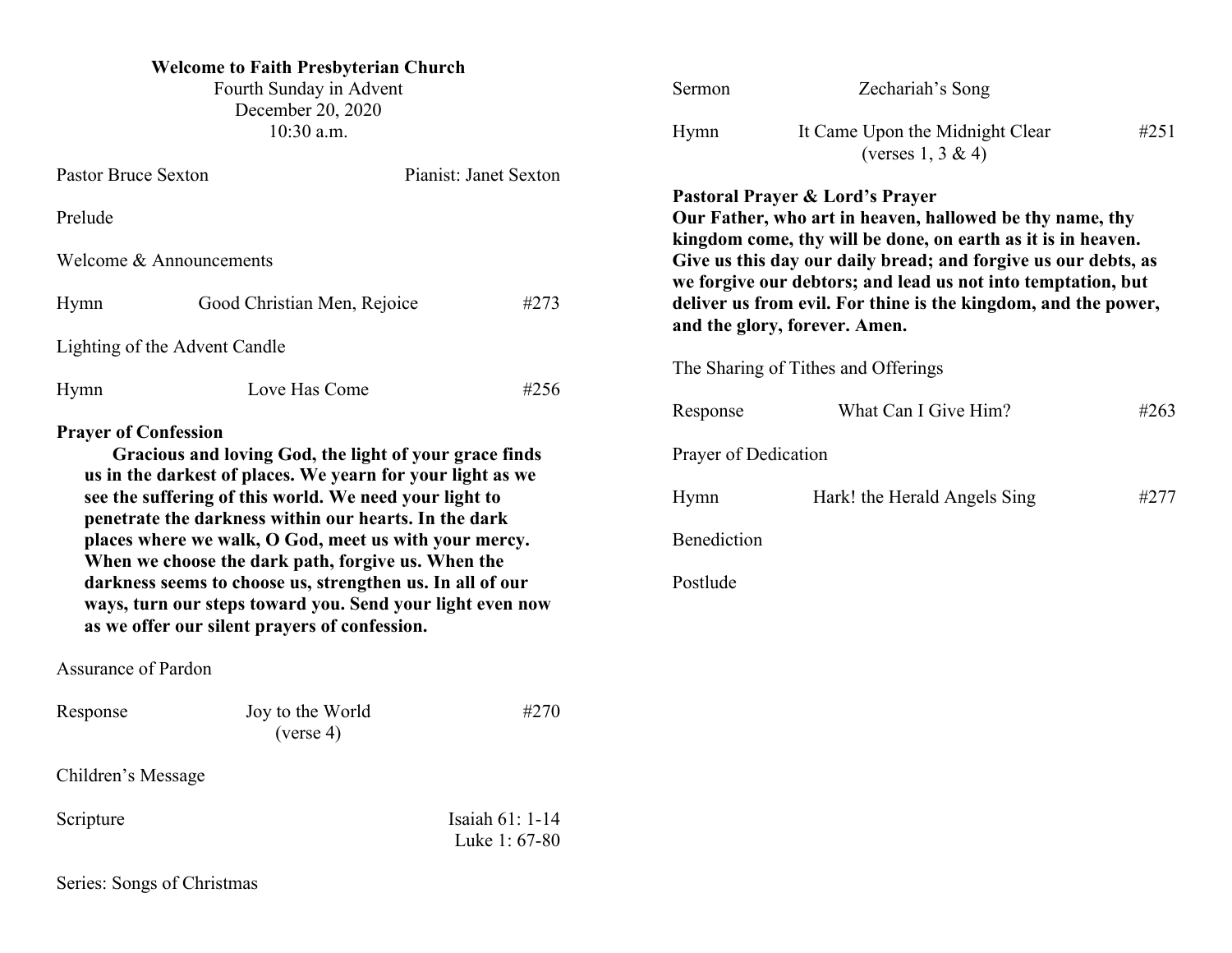**Welcome to Faith Presbyterian Church**

Fourth Sunday in Advent
December 20, 2020
10:30 a.m.

Pastor Bruce Sexton — Pianist: Janet Sexton

Prelude

Welcome & Announcements

Hymn — Good Christian Men, Rejoice — #273

Lighting of the Advent Candle

Hymn — Love Has Come — #256

**Prayer of Confession**

**Gracious and loving God, the light of your grace finds us in the darkest of places. We yearn for your light as we see the suffering of this world. We need your light to penetrate the darkness within our hearts. In the dark places where we walk, O God, meet us with your mercy. When we choose the dark path, forgive us. When the darkness seems to choose us, strengthen us. In all of our ways, turn our steps toward you. Send your light even now as we offer our silent prayers of confession.**

Assurance of Pardon

Response — Joy to the World (verse 4) — #270

Children's Message

Scripture — Isaiah 61: 1-14; Luke 1: 67-80

Series: Songs of Christmas

Sermon — Zechariah's Song

Hymn — It Came Upon the Midnight Clear (verses 1, 3 & 4) — #251

**Pastoral Prayer & Lord's Prayer**

**Our Father, who art in heaven, hallowed be thy name, thy kingdom come, thy will be done, on earth as it is in heaven. Give us this day our daily bread; and forgive us our debts, as we forgive our debtors; and lead us not into temptation, but deliver us from evil. For thine is the kingdom, and the power, and the glory, forever. Amen.**

The Sharing of Tithes and Offerings

Response — What Can I Give Him? — #263

Prayer of Dedication

Hymn — Hark! the Herald Angels Sing — #277

Benediction

Postlude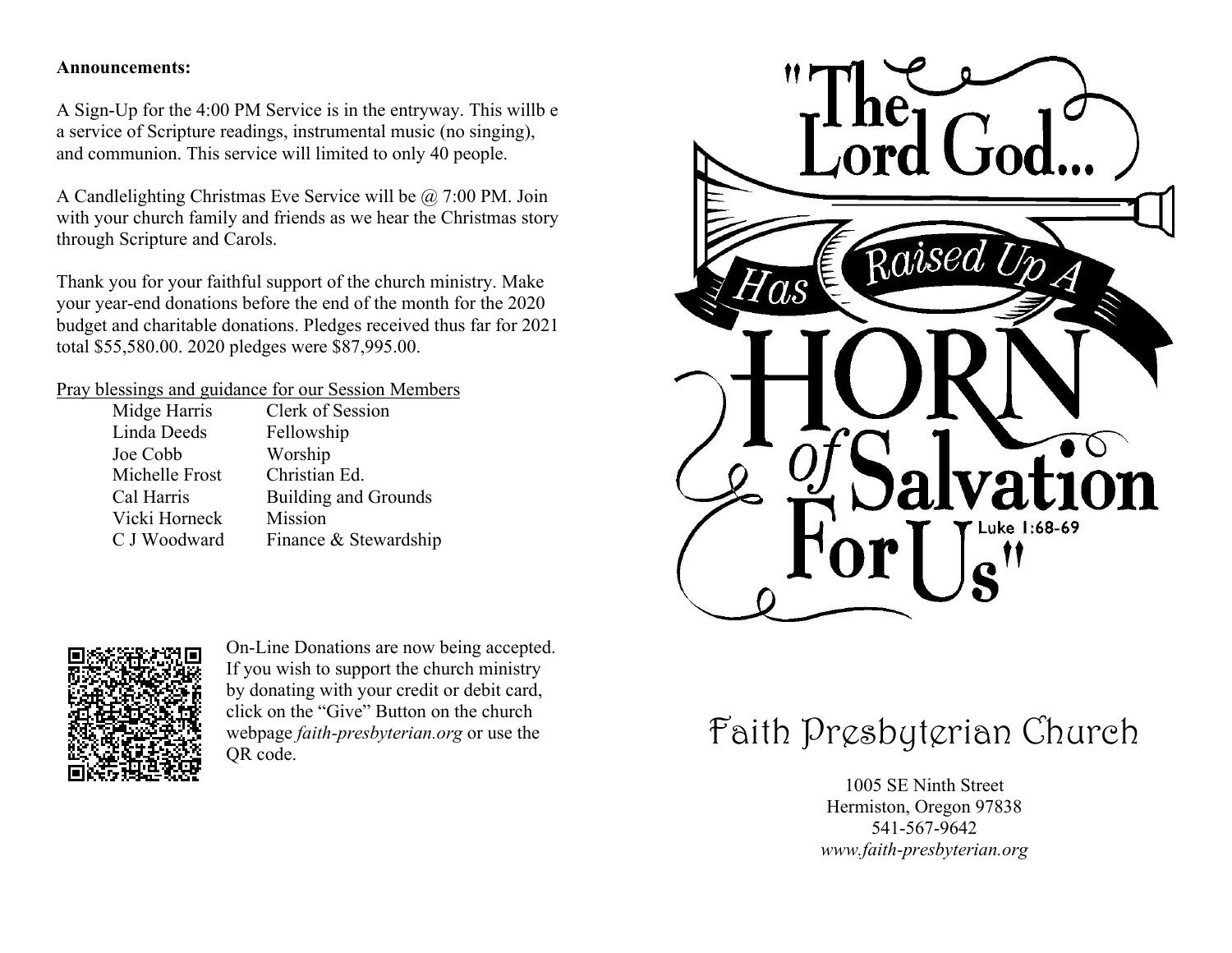**Announcements:**

A Sign-Up for the 4:00 PM Service is in the entryway. This willb e a service of Scripture readings, instrumental music (no singing), and communion. This service will limited to only 40 people.

A Candlelighting Christmas Eve Service will be @ 7:00 PM. Join with your church family and friends as we hear the Christmas story through Scripture and Carols.

Thank you for your faithful support of the church ministry. Make your year-end donations before the end of the month for the 2020 budget and charitable donations. Pledges received thus far for 2021 total $55,580.00. 2020 pledges were $87,995.00.

Pray blessings and guidance for our Session Members

| | |
|---|---|
| Midge Harris | Clerk of Session |
| Linda Deeds | Fellowship |
| Joe Cobb | Worship |
| Michelle Frost | Christian Ed. |
| Cal Harris | Building and Grounds |
| Vicki Horneck | Mission |
| C J Woodward | Finance & Stewardship |

On-Line Donations are now being accepted. If you wish to support the church ministry by donating with your credit or debit card, click on the "Give" Button on the church webpage *faith-presbyterian.org* or use the QR code.

"The Lord God... Has Raised Up A HORN of Salvation For Us" Luke 1:68-69

# Faith Presbyterian Church

1005 SE Ninth Street
Hermiston, Oregon 97838
541-567-9642
*www.faith-presbyterian.org*